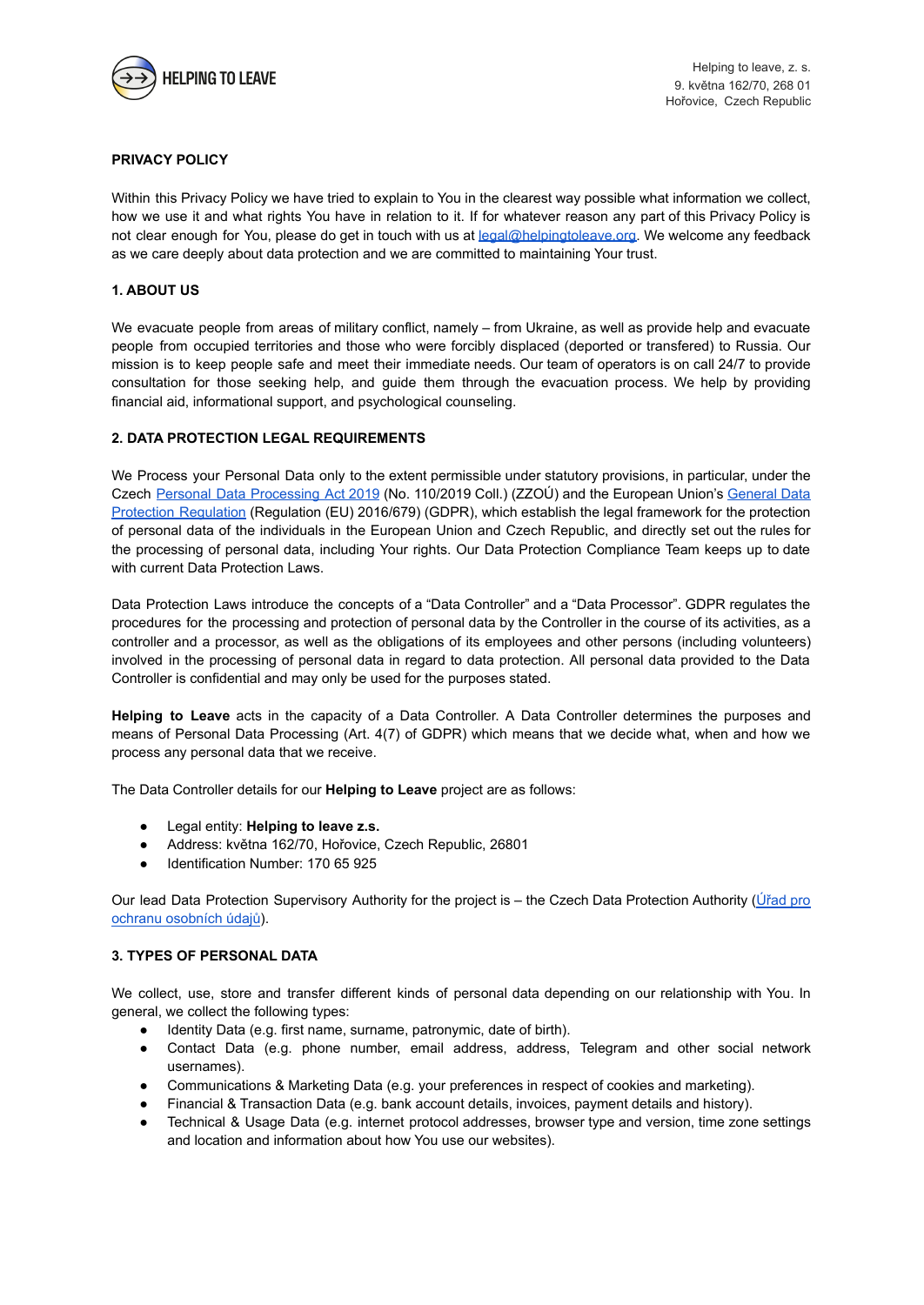Helping to leave, z. s.
9. května 162/70, 268 01
Hořovice, Czech Republic

# PRIVACY POLICY

Within this Privacy Policy we have tried to explain to You in the clearest way possible what information we collect, how we use it and what rights You have in relation to it. If for whatever reason any part of this Privacy Policy is not clear enough for You, please do get in touch with us at legal@helpingtoleave.org. We welcome any feedback as we care deeply about data protection and we are committed to maintaining Your trust.

## 1. ABOUT US

We evacuate people from areas of military conflict, namely – from Ukraine, as well as provide help and evacuate people from occupied territories and those who were forcibly displaced (deported or transfered) to Russia. Our mission is to keep people safe and meet their immediate needs. Our team of operators is on call 24/7 to provide consultation for those seeking help, and guide them through the evacuation process. We help by providing financial aid, informational support, and psychological counseling.

## 2. DATA PROTECTION LEGAL REQUIREMENTS

We Process your Personal Data only to the extent permissible under statutory provisions, in particular, under the Czech Personal Data Processing Act 2019 (No. 110/2019 Coll.) (ZZOÚ) and the European Union's General Data Protection Regulation (Regulation (EU) 2016/679) (GDPR), which establish the legal framework for the protection of personal data of the individuals in the European Union and Czech Republic, and directly set out the rules for the processing of personal data, including Your rights. Our Data Protection Compliance Team keeps up to date with current Data Protection Laws.

Data Protection Laws introduce the concepts of a "Data Controller" and a "Data Processor". GDPR regulates the procedures for the processing and protection of personal data by the Controller in the course of its activities, as a controller and a processor, as well as the obligations of its employees and other persons (including volunteers) involved in the processing of personal data in regard to data protection. All personal data provided to the Data Controller is confidential and may only be used for the purposes stated.

**Helping to Leave** acts in the capacity of a Data Controller. A Data Controller determines the purposes and means of Personal Data Processing (Art. 4(7) of GDPR) which means that we decide what, when and how we process any personal data that we receive.

The Data Controller details for our **Helping to Leave** project are as follows:

- Legal entity: **Helping to leave z.s.**
- Address: května 162/70, Hořovice, Czech Republic, 26801
- Identification Number: 170 65 925

Our lead Data Protection Supervisory Authority for the project is – the Czech Data Protection Authority (Úřad pro ochranu osobních údajů).

## 3. TYPES OF PERSONAL DATA

We collect, use, store and transfer different kinds of personal data depending on our relationship with You. In general, we collect the following types:

- Identity Data (e.g. first name, surname, patronymic, date of birth).
- Contact Data (e.g. phone number, email address, address, Telegram and other social network usernames).
- Communications & Marketing Data (e.g. your preferences in respect of cookies and marketing).
- Financial & Transaction Data (e.g. bank account details, invoices, payment details and history).
- Technical & Usage Data (e.g. internet protocol addresses, browser type and version, time zone settings and location and information about how You use our websites).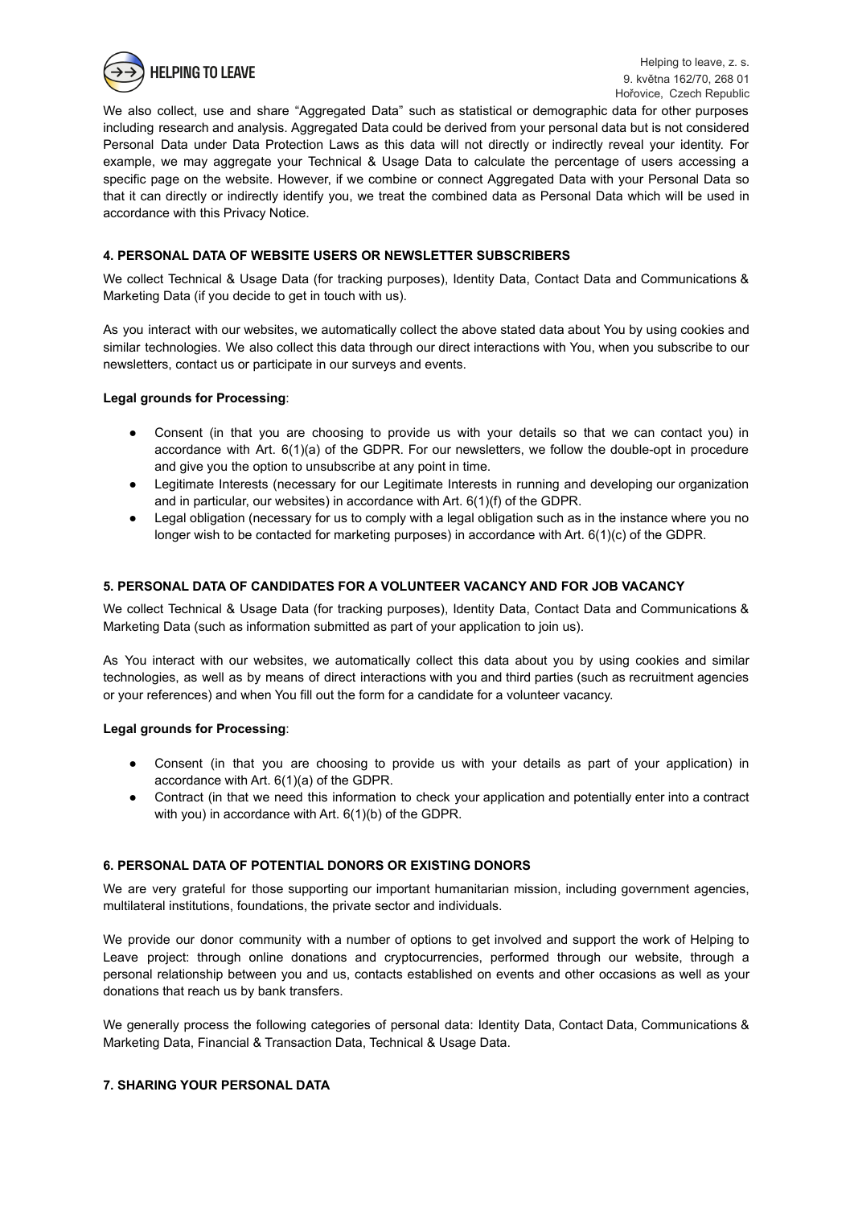We also collect, use and share "Aggregated Data" such as statistical or demographic data for other purposes including research and analysis. Aggregated Data could be derived from your personal data but is not considered Personal Data under Data Protection Laws as this data will not directly or indirectly reveal your identity. For example, we may aggregate your Technical & Usage Data to calculate the percentage of users accessing a specific page on the website. However, if we combine or connect Aggregated Data with your Personal Data so that it can directly or indirectly identify you, we treat the combined data as Personal Data which will be used in accordance with this Privacy Notice.

### 4. PERSONAL DATA OF WEBSITE USERS OR NEWSLETTER SUBSCRIBERS

We collect Technical & Usage Data (for tracking purposes), Identity Data, Contact Data and Communications & Marketing Data (if you decide to get in touch with us).

As you interact with our websites, we automatically collect the above stated data about You by using cookies and similar technologies. We also collect this data through our direct interactions with You, when you subscribe to our newsletters, contact us or participate in our surveys and events.

**Legal grounds for Processing**:

- Consent (in that you are choosing to provide us with your details so that we can contact you) in accordance with Art. 6(1)(a) of the GDPR. For our newsletters, we follow the double-opt in procedure and give you the option to unsubscribe at any point in time.
- Legitimate Interests (necessary for our Legitimate Interests in running and developing our organization and in particular, our websites) in accordance with Art. 6(1)(f) of the GDPR.
- Legal obligation (necessary for us to comply with a legal obligation such as in the instance where you no longer wish to be contacted for marketing purposes) in accordance with Art. 6(1)(c) of the GDPR.

### 5. PERSONAL DATA OF CANDIDATES FOR A VOLUNTEER VACANCY AND FOR JOB VACANCY

We collect Technical & Usage Data (for tracking purposes), Identity Data, Contact Data and Communications & Marketing Data (such as information submitted as part of your application to join us).

As You interact with our websites, we automatically collect this data about you by using cookies and similar technologies, as well as by means of direct interactions with you and third parties (such as recruitment agencies or your references) and when You fill out the form for a candidate for a volunteer vacancy.

**Legal grounds for Processing**:

- Consent (in that you are choosing to provide us with your details as part of your application) in accordance with Art. 6(1)(a) of the GDPR.
- Contract (in that we need this information to check your application and potentially enter into a contract with you) in accordance with Art. 6(1)(b) of the GDPR.

### 6. PERSONAL DATA OF POTENTIAL DONORS OR EXISTING DONORS

We are very grateful for those supporting our important humanitarian mission, including government agencies, multilateral institutions, foundations, the private sector and individuals.

We provide our donor community with a number of options to get involved and support the work of Helping to Leave project: through online donations and cryptocurrencies, performed through our website, through a personal relationship between you and us, contacts established on events and other occasions as well as your donations that reach us by bank transfers.

We generally process the following categories of personal data: Identity Data, Contact Data, Communications & Marketing Data, Financial & Transaction Data, Technical & Usage Data.

### 7. SHARING YOUR PERSONAL DATA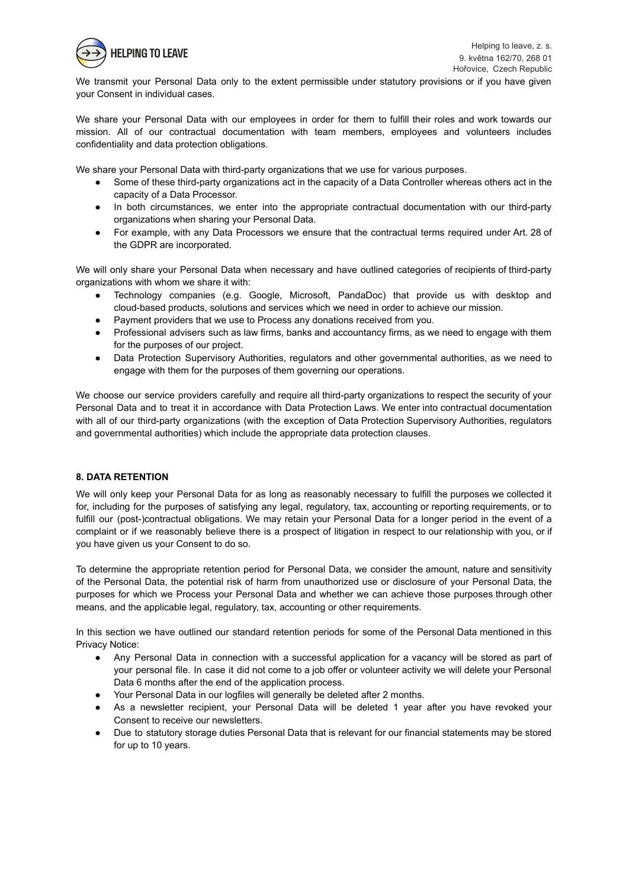We transmit your Personal Data only to the extent permissible under statutory provisions or if you have given your Consent in individual cases.

We share your Personal Data with our employees in order for them to fulfill their roles and work towards our mission. All of our contractual documentation with team members, employees and volunteers includes confidentiality and data protection obligations.

We share your Personal Data with third-party organizations that we use for various purposes.

- Some of these third-party organizations act in the capacity of a Data Controller whereas others act in the capacity of a Data Processor.
- In both circumstances, we enter into the appropriate contractual documentation with our third-party organizations when sharing your Personal Data.
- For example, with any Data Processors we ensure that the contractual terms required under Art. 28 of the GDPR are incorporated.

We will only share your Personal Data when necessary and have outlined categories of recipients of third-party organizations with whom we share it with:

- Technology companies (e.g. Google, Microsoft, PandaDoc) that provide us with desktop and cloud-based products, solutions and services which we need in order to achieve our mission.
- Payment providers that we use to Process any donations received from you.
- Professional advisers such as law firms, banks and accountancy firms, as we need to engage with them for the purposes of our project.
- Data Protection Supervisory Authorities, regulators and other governmental authorities, as we need to engage with them for the purposes of them governing our operations.

We choose our service providers carefully and require all third-party organizations to respect the security of your Personal Data and to treat it in accordance with Data Protection Laws. We enter into contractual documentation with all of our third-party organizations (with the exception of Data Protection Supervisory Authorities, regulators and governmental authorities) which include the appropriate data protection clauses.

### 8. DATA RETENTION

We will only keep your Personal Data for as long as reasonably necessary to fulfill the purposes we collected it for, including for the purposes of satisfying any legal, regulatory, tax, accounting or reporting requirements, or to fulfill our (post-)contractual obligations. We may retain your Personal Data for a longer period in the event of a complaint or if we reasonably believe there is a prospect of litigation in respect to our relationship with you, or if you have given us your Consent to do so.

To determine the appropriate retention period for Personal Data, we consider the amount, nature and sensitivity of the Personal Data, the potential risk of harm from unauthorized use or disclosure of your Personal Data, the purposes for which we Process your Personal Data and whether we can achieve those purposes through other means, and the applicable legal, regulatory, tax, accounting or other requirements.

In this section we have outlined our standard retention periods for some of the Personal Data mentioned in this Privacy Notice:

- Any Personal Data in connection with a successful application for a vacancy will be stored as part of your personal file. In case it did not come to a job offer or volunteer activity we will delete your Personal Data 6 months after the end of the application process.
- Your Personal Data in our logfiles will generally be deleted after 2 months.
- As a newsletter recipient, your Personal Data will be deleted 1 year after you have revoked your Consent to receive our newsletters.
- Due to statutory storage duties Personal Data that is relevant for our financial statements may be stored for up to 10 years.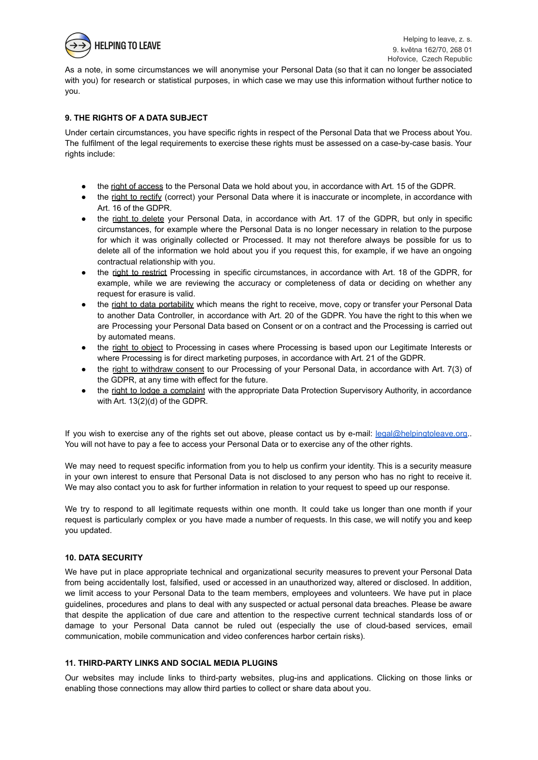As a note, in some circumstances we will anonymise your Personal Data (so that it can no longer be associated with you) for research or statistical purposes, in which case we may use this information without further notice to you.

### 9. THE RIGHTS OF A DATA SUBJECT

Under certain circumstances, you have specific rights in respect of the Personal Data that we Process about You. The fulfilment of the legal requirements to exercise these rights must be assessed on a case-by-case basis. Your rights include:

- the right of access to the Personal Data we hold about you, in accordance with Art. 15 of the GDPR.
- the right to rectify (correct) your Personal Data where it is inaccurate or incomplete, in accordance with Art. 16 of the GDPR.
- the right to delete your Personal Data, in accordance with Art. 17 of the GDPR, but only in specific circumstances, for example where the Personal Data is no longer necessary in relation to the purpose for which it was originally collected or Processed. It may not therefore always be possible for us to delete all of the information we hold about you if you request this, for example, if we have an ongoing contractual relationship with you.
- the right to restrict Processing in specific circumstances, in accordance with Art. 18 of the GDPR, for example, while we are reviewing the accuracy or completeness of data or deciding on whether any request for erasure is valid.
- the right to data portability which means the right to receive, move, copy or transfer your Personal Data to another Data Controller, in accordance with Art. 20 of the GDPR. You have the right to this when we are Processing your Personal Data based on Consent or on a contract and the Processing is carried out by automated means.
- the right to object to Processing in cases where Processing is based upon our Legitimate Interests or where Processing is for direct marketing purposes, in accordance with Art. 21 of the GDPR.
- the right to withdraw consent to our Processing of your Personal Data, in accordance with Art. 7(3) of the GDPR, at any time with effect for the future.
- the right to lodge a complaint with the appropriate Data Protection Supervisory Authority, in accordance with Art. 13(2)(d) of the GDPR.

If you wish to exercise any of the rights set out above, please contact us by e-mail: legal@helpingtoleave.org.. You will not have to pay a fee to access your Personal Data or to exercise any of the other rights.

We may need to request specific information from you to help us confirm your identity. This is a security measure in your own interest to ensure that Personal Data is not disclosed to any person who has no right to receive it. We may also contact you to ask for further information in relation to your request to speed up our response.

We try to respond to all legitimate requests within one month. It could take us longer than one month if your request is particularly complex or you have made a number of requests. In this case, we will notify you and keep you updated.

### 10. DATA SECURITY

We have put in place appropriate technical and organizational security measures to prevent your Personal Data from being accidentally lost, falsified, used or accessed in an unauthorized way, altered or disclosed. In addition, we limit access to your Personal Data to the team members, employees and volunteers. We have put in place guidelines, procedures and plans to deal with any suspected or actual personal data breaches. Please be aware that despite the application of due care and attention to the respective current technical standards loss of or damage to your Personal Data cannot be ruled out (especially the use of cloud-based services, email communication, mobile communication and video conferences harbor certain risks).

### 11. THIRD-PARTY LINKS AND SOCIAL MEDIA PLUGINS

Our websites may include links to third-party websites, plug-ins and applications. Clicking on those links or enabling those connections may allow third parties to collect or share data about you.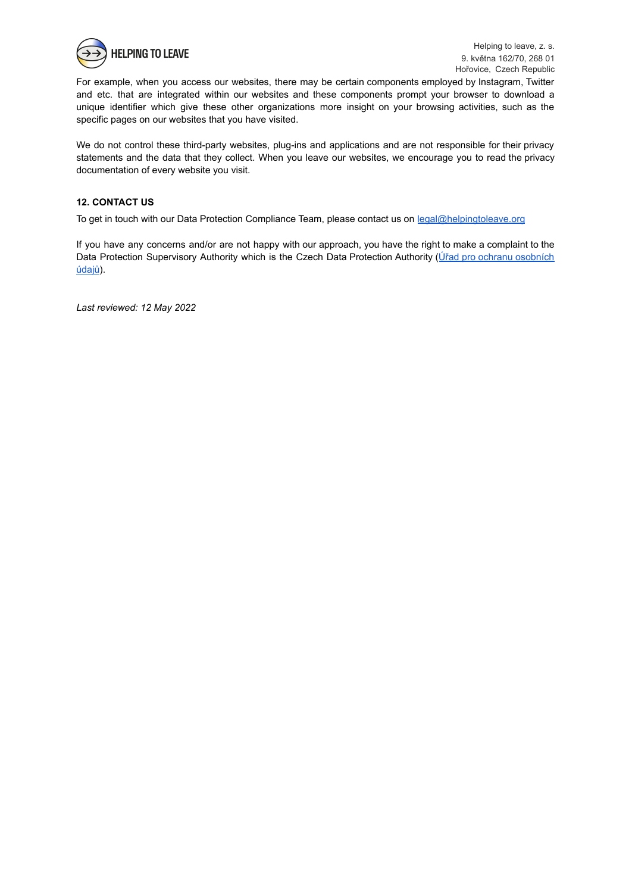For example, when you access our websites, there may be certain components employed by Instagram, Twitter and etc. that are integrated within our websites and these components prompt your browser to download a unique identifier which give these other organizations more insight on your browsing activities, such as the specific pages on our websites that you have visited.

We do not control these third-party websites, plug-ins and applications and are not responsible for their privacy statements and the data that they collect. When you leave our websites, we encourage you to read the privacy documentation of every website you visit.

## 12. CONTACT US

To get in touch with our Data Protection Compliance Team, please contact us on legal@helpingtoleave.org

If you have any concerns and/or are not happy with our approach, you have the right to make a complaint to the Data Protection Supervisory Authority which is the Czech Data Protection Authority (Úřad pro ochranu osobních údajů).

*Last reviewed: 12 May 2022*